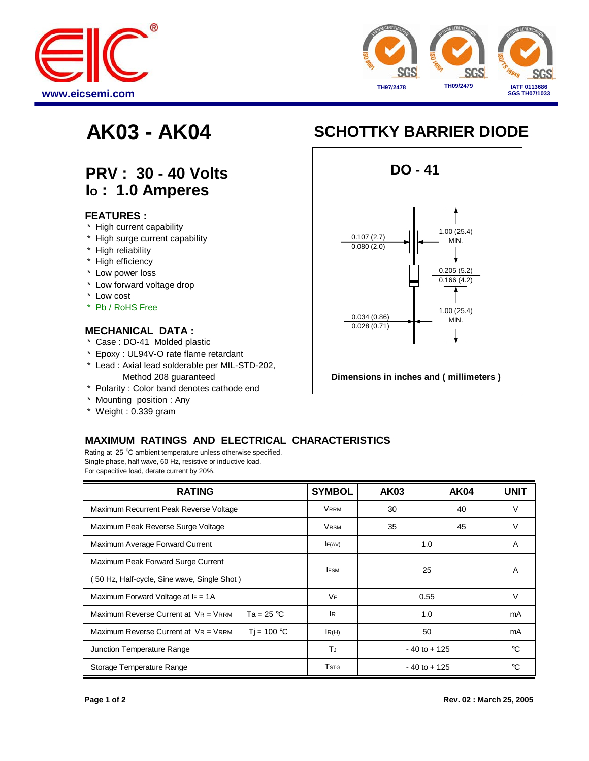www.eicsemi.com

TH97/2478 TH09/2479 IATF 0113686 SGS TH07/1033

# AK03 - AK04

## SCHOTTKY BARRIER DIODE

## PRV : 30 - 40 Volts
## $I_O$ : 1.0 Amperes

### FEATURES :

* High current capability
* High surge current capability
* High reliability
* High efficiency
* Low power loss
* Low forward voltage drop
* Low cost
* Pb / RoHS Free

### MECHANICAL DATA :

* Case : DO-41 Molded plastic
* Epoxy : UL94V-O rate flame retardant
* Lead : Axial lead solderable per MIL-STD-202, Method 208 guaranteed
* Polarity : Color band denotes cathode end
* Mounting position : Any
* Weight : 0.339 gram

**DO - 41**

0.107 (2.7)
0.080 (2.0)

1.00 (25.4) MIN.

0.205 (5.2)
0.166 (4.2)

1.00 (25.4) MIN.

0.034 (0.86)
0.028 (0.71)

**Dimensions in inches and ( millimeters )**

### MAXIMUM RATINGS AND ELECTRICAL CHARACTERISTICS

Rating at 25 °C ambient temperature unless otherwise specified.
Single phase, half wave, 60 Hz, resistive or inductive load.
For capacitive load, derate current by 20%.

| RATING | SYMBOL | AK03 | AK04 | UNIT |
|---|---|---|---|---|
| Maximum Recurrent Peak Reverse Voltage | $V_{RRM}$ | 30 | 40 | V |
| Maximum Peak Reverse Surge Voltage | $V_{RSM}$ | 35 | 45 | V |
| Maximum Average Forward Current | $I_{F(AV)}$ | 1.0 | | A |
| Maximum Peak Forward Surge Current ( 50 Hz, Half-cycle, Sine wave, Single Shot ) | $I_{FSM}$ | 25 | | A |
| Maximum Forward Voltage at $I_F$ = 1A | $V_F$ | 0.55 | | V |
| Maximum Reverse Current at $V_R$ = $V_{RRM}$ Ta = 25 °C | $I_R$ | 1.0 | | mA |
| Maximum Reverse Current at $V_R$ = $V_{RRM}$ Tj = 100 °C | $I_{R(H)}$ | 50 | | mA |
| Junction Temperature Range | $T_J$ | - 40 to + 125 | | °C |
| Storage Temperature Range | $T_{STG}$ | - 40 to + 125 | | °C |

Rev. 02 : March 25, 2005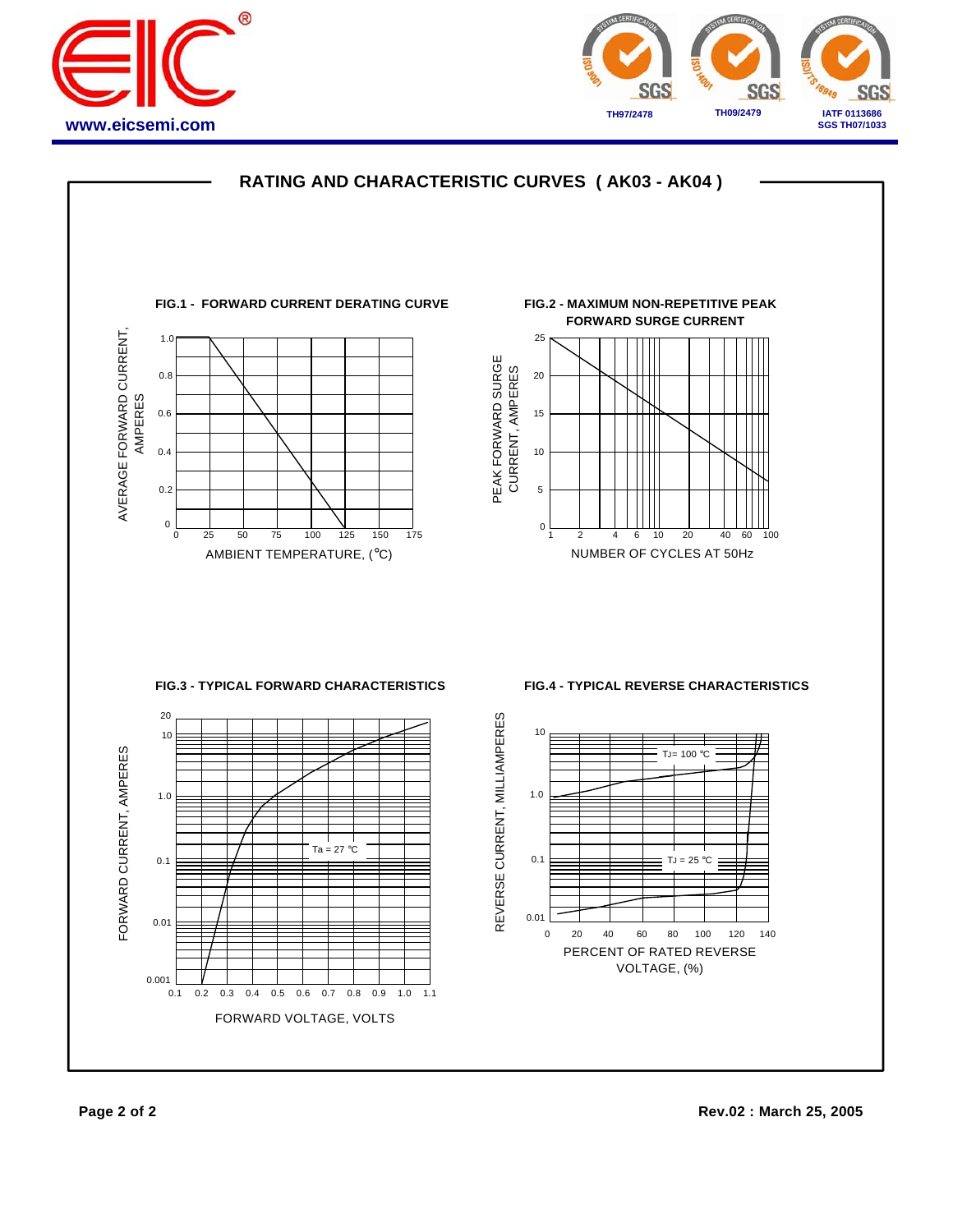## RATING AND CHARACTERISTIC CURVES ( AK03 - AK04 )

**FIG.1 - FORWARD CURRENT DERATING CURVE**

AVERAGE FORWARD CURRENT, AMPERES

1.0
0.8
0.6
0.4
0.2
0

0 25 50 75 100 125 150 175

AMBIENT TEMPERATURE, (°C)

**FIG.2 - MAXIMUM NON-REPETITIVE PEAK FORWARD SURGE CURRENT**

PEAK FORWARD SURGE CURRENT, AMPERES

25
20
15
10
5
0

1 2 4 6 10 20 40 60 100

NUMBER OF CYCLES AT 50Hz

**FIG.3 - TYPICAL FORWARD CHARACTERISTICS**

FORWARD CURRENT, AMPERES

20
10
1.0
0.1
0.01
0.001

Ta = 27 °C

0.1 0.2 0.3 0.4 0.5 0.6 0.7 0.8 0.9 1.0 1.1

FORWARD VOLTAGE, VOLTS

**FIG.4 - TYPICAL REVERSE CHARACTERISTICS**

REVERSE CURRENT, MILLIAMPERES

10
1.0
0.1
0.01

TJ= 100 °C

TJ = 25 °C

0 20 40 60 80 100 120 140

PERCENT OF RATED REVERSE VOLTAGE, (%)

Rev.02 : March 25, 2005